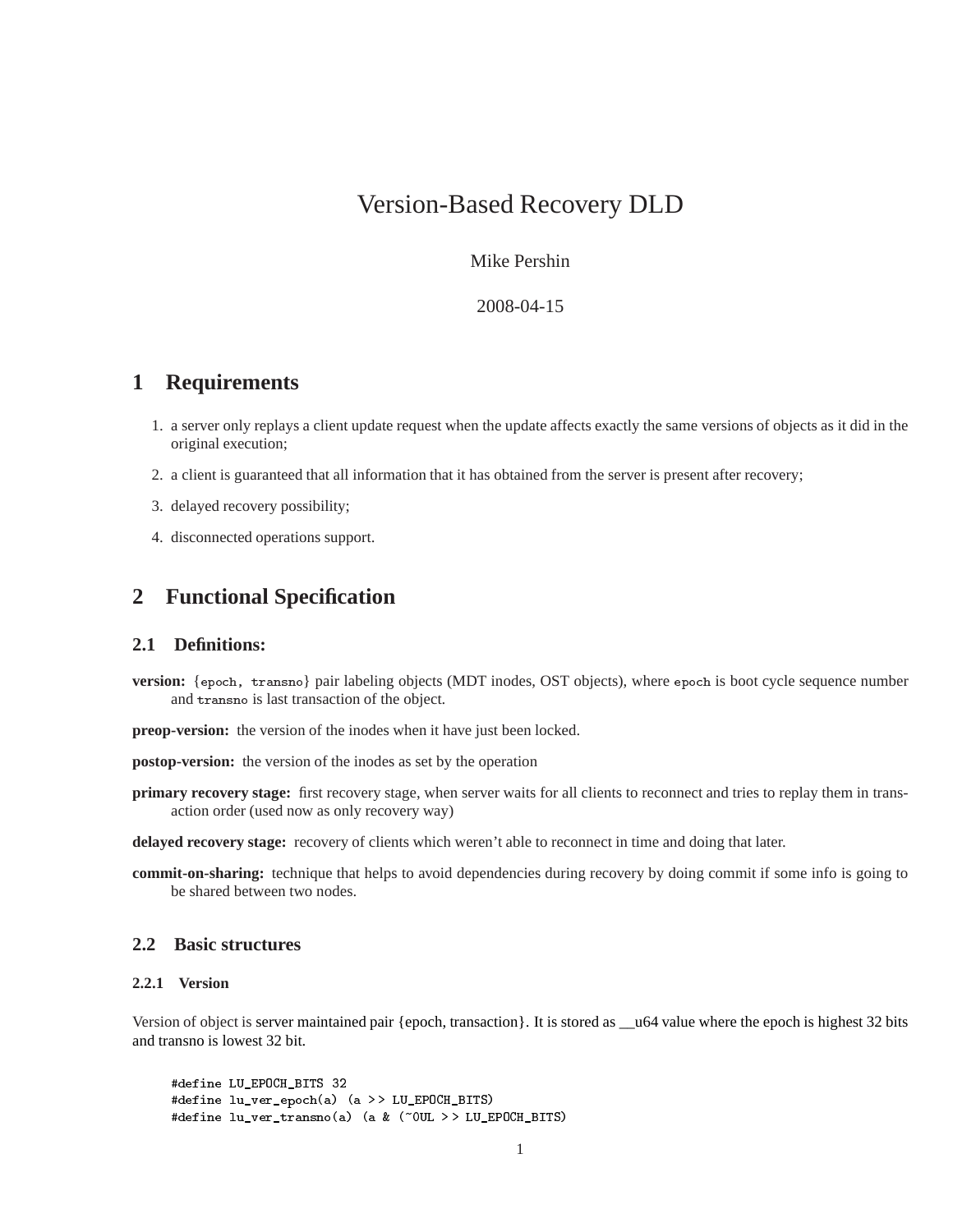# Version-Based Recovery DLD

Mike Pershin

2008-04-15

## 1 Requirements

1. a server only replays a client update request when the update affects exactly the same versions of objects as it did in the original execution;
2. a client is guaranteed that all information that it has obtained from the server is present after recovery;
3. delayed recovery possibility;
4. disconnected operations support.

## 2 Functional Specification

### 2.1 Definitions:

**version:** {`epoch, transno`} pair labeling objects (MDT inodes, OST objects), where `epoch` is boot cycle sequence number and `transno` is last transaction of the object.

**preop-version:** the version of the inodes when it have just been locked.

**postop-version:** the version of the inodes as set by the operation

**primary recovery stage:** first recovery stage, when server waits for all clients to reconnect and tries to replay them in transaction order (used now as only recovery way)

**delayed recovery stage:** recovery of clients which weren't able to reconnect in time and doing that later.

**commit-on-sharing:** technique that helps to avoid dependencies during recovery by doing commit if some info is going to be shared between two nodes.

### 2.2 Basic structures

#### 2.2.1 Version

Version of object is server maintained pair {epoch, transaction}. It is stored as __u64 value where the epoch is highest 32 bits and transno is lowest 32 bit.

```
#define LU_EPOCH_BITS 32
#define lu_ver_epoch(a) (a >> LU_EPOCH_BITS)
#define lu_ver_transno(a) (a & (~0UL >> LU_EPOCH_BITS)
```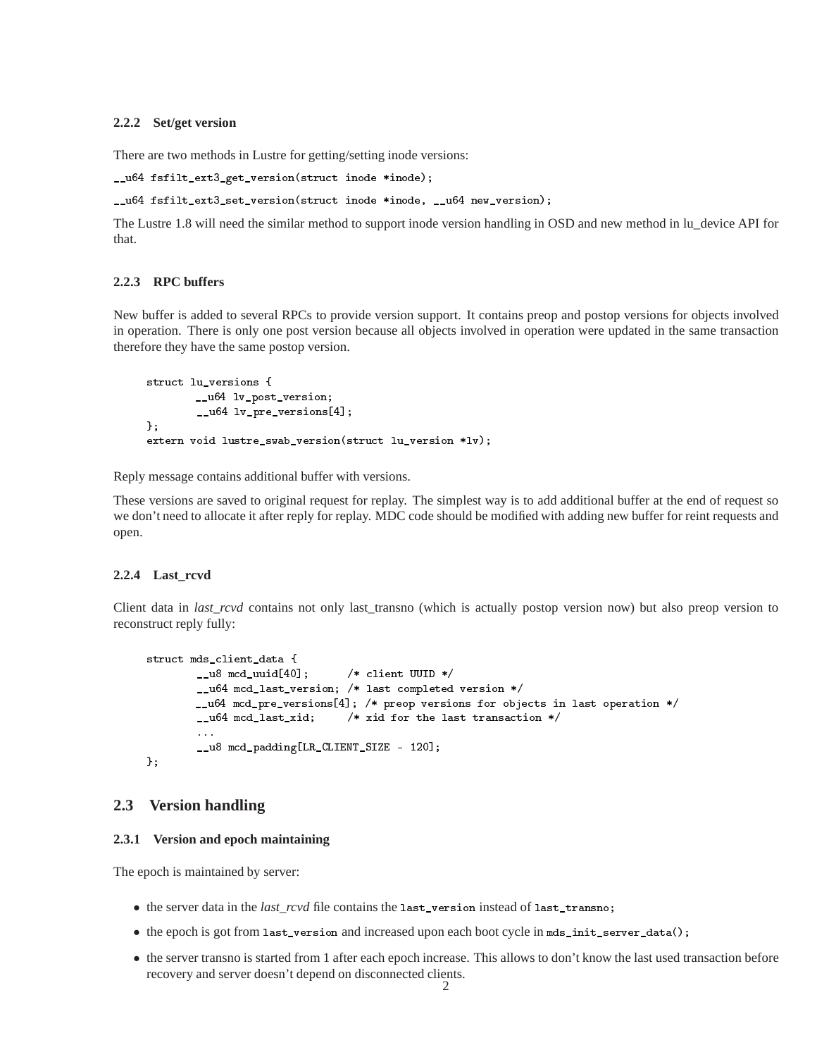#### 2.2.2 Set/get version

There are two methods in Lustre for getting/setting inode versions:

`__u64 fsfilt_ext3_get_version(struct inode *inode);`

`__u64 fsfilt_ext3_set_version(struct inode *inode, __u64 new_version);`

The Lustre 1.8 will need the similar method to support inode version handling in OSD and new method in lu_device API for that.

#### 2.2.3 RPC buffers

New buffer is added to several RPCs to provide version support. It contains preop and postop versions for objects involved in operation. There is only one post version because all objects involved in operation were updated in the same transaction therefore they have the same postop version.

```
struct lu_versions {
        __u64 lv_post_version;
        __u64 lv_pre_versions[4];
};
extern void lustre_swab_version(struct lu_version *lv);
```

Reply message contains additional buffer with versions.

These versions are saved to original request for replay. The simplest way is to add additional buffer at the end of request so we don't need to allocate it after reply for replay. MDC code should be modified with adding new buffer for reint requests and open.

#### 2.2.4 Last_rcvd

Client data in *last_rcvd* contains not only last_transno (which is actually postop version now) but also preop version to reconstruct reply fully:

```
struct mds_client_data {
        __u8 mcd_uuid[40];      /* client UUID */
        __u64 mcd_last_version; /* last completed version */
        __u64 mcd_pre_versions[4]; /* preop versions for objects in last operation */
        __u64 mcd_last_xid;     /* xid for the last transaction */
        ...
        __u8 mcd_padding[LR_CLIENT_SIZE - 120];
};
```

### 2.3 Version handling

#### 2.3.1 Version and epoch maintaining

The epoch is maintained by server:

- the server data in the *last_rcvd* file contains the `last_version` instead of `last_transno`;
- the epoch is got from `last_version` and increased upon each boot cycle in `mds_init_server_data()`;
- the server transno is started from 1 after each epoch increase. This allows to don't know the last used transaction before recovery and server doesn't depend on disconnected clients.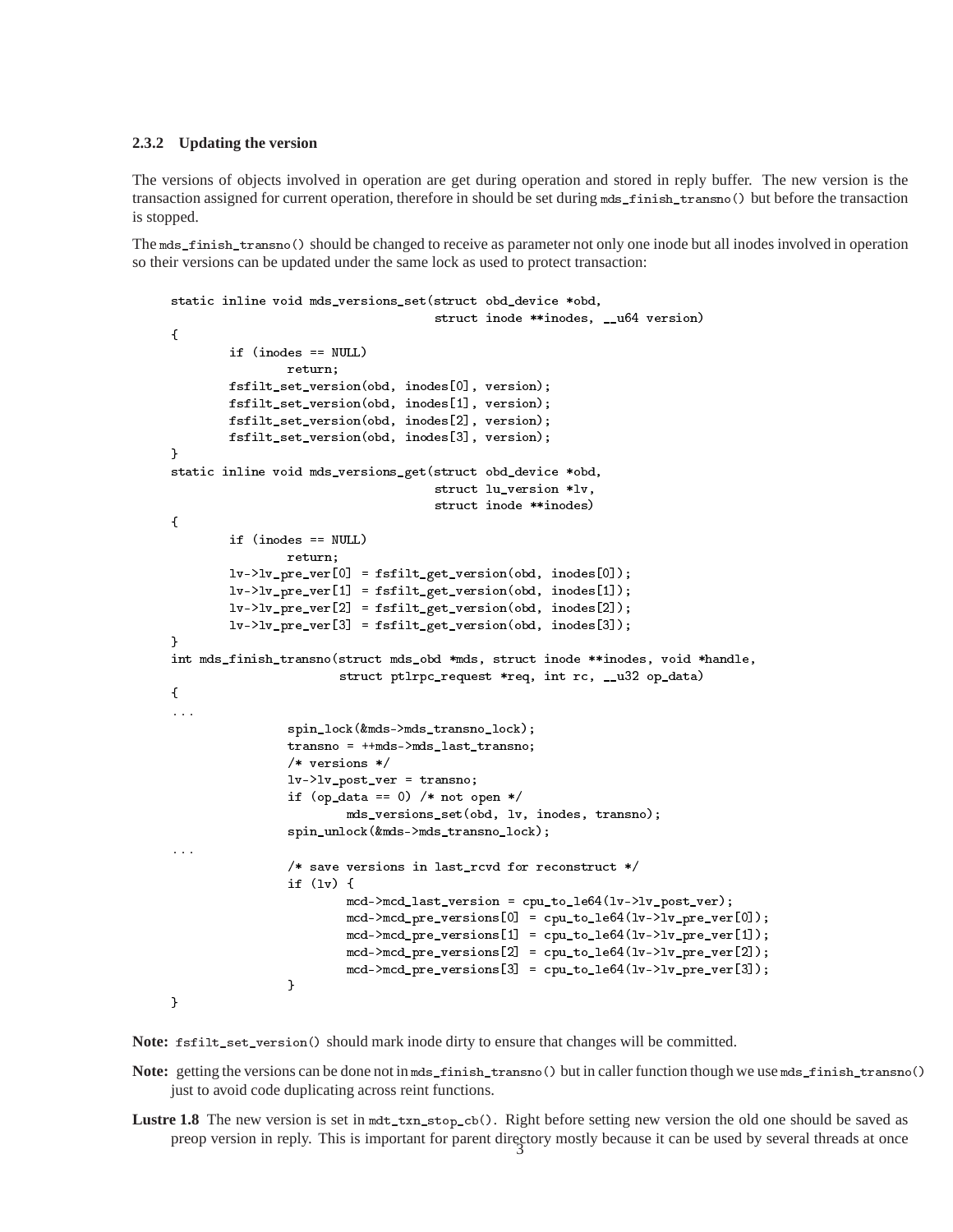### 2.3.2 Updating the version

The versions of objects involved in operation are get during operation and stored in reply buffer. The new version is the transaction assigned for current operation, therefore in should be set during `mds_finish_transno()` but before the transaction is stopped.

The `mds_finish_transno()` should be changed to receive as parameter not only one inode but all inodes involved in operation so their versions can be updated under the same lock as used to protect transaction:

```
static inline void mds_versions_set(struct obd_device *obd,
                                    struct inode **inodes, __u64 version)
{
        if (inodes == NULL)
                return;
        fsfilt_set_version(obd, inodes[0], version);
        fsfilt_set_version(obd, inodes[1], version);
        fsfilt_set_version(obd, inodes[2], version);
        fsfilt_set_version(obd, inodes[3], version);
}
static inline void mds_versions_get(struct obd_device *obd,
                                    struct lu_version *lv,
                                    struct inode **inodes)
{
        if (inodes == NULL)
                return;
        lv->lv_pre_ver[0] = fsfilt_get_version(obd, inodes[0]);
        lv->lv_pre_ver[1] = fsfilt_get_version(obd, inodes[1]);
        lv->lv_pre_ver[2] = fsfilt_get_version(obd, inodes[2]);
        lv->lv_pre_ver[3] = fsfilt_get_version(obd, inodes[3]);
}
int mds_finish_transno(struct mds_obd *mds, struct inode **inodes, void *handle,
                       struct ptlrpc_request *req, int rc, __u32 op_data)
{
...
                spin_lock(&mds->mds_transno_lock);
                transno = ++mds->mds_last_transno;
                /* versions */
                lv->lv_post_ver = transno;
                if (op_data == 0) /* not open */
                        mds_versions_set(obd, lv, inodes, transno);
                spin_unlock(&mds->mds_transno_lock);
...
                /* save versions in last_rcvd for reconstruct */
                if (lv) {
                        mcd->mcd_last_version = cpu_to_le64(lv->lv_post_ver);
                        mcd->mcd_pre_versions[0] = cpu_to_le64(lv->lv_pre_ver[0]);
                        mcd->mcd_pre_versions[1] = cpu_to_le64(lv->lv_pre_ver[1]);
                        mcd->mcd_pre_versions[2] = cpu_to_le64(lv->lv_pre_ver[2]);
                        mcd->mcd_pre_versions[3] = cpu_to_le64(lv->lv_pre_ver[3]);
                }
}
```

**Note:** `fsfilt_set_version()` should mark inode dirty to ensure that changes will be committed.

**Note:** getting the versions can be done not in `mds_finish_transno()` but in caller function though we use `mds_finish_transno()` just to avoid code duplicating across reint functions.

**Lustre 1.8** The new version is set in `mdt_txn_stop_cb()`. Right before setting new version the old one should be saved as preop version in reply. This is important for parent directory mostly because it can be used by several threads at once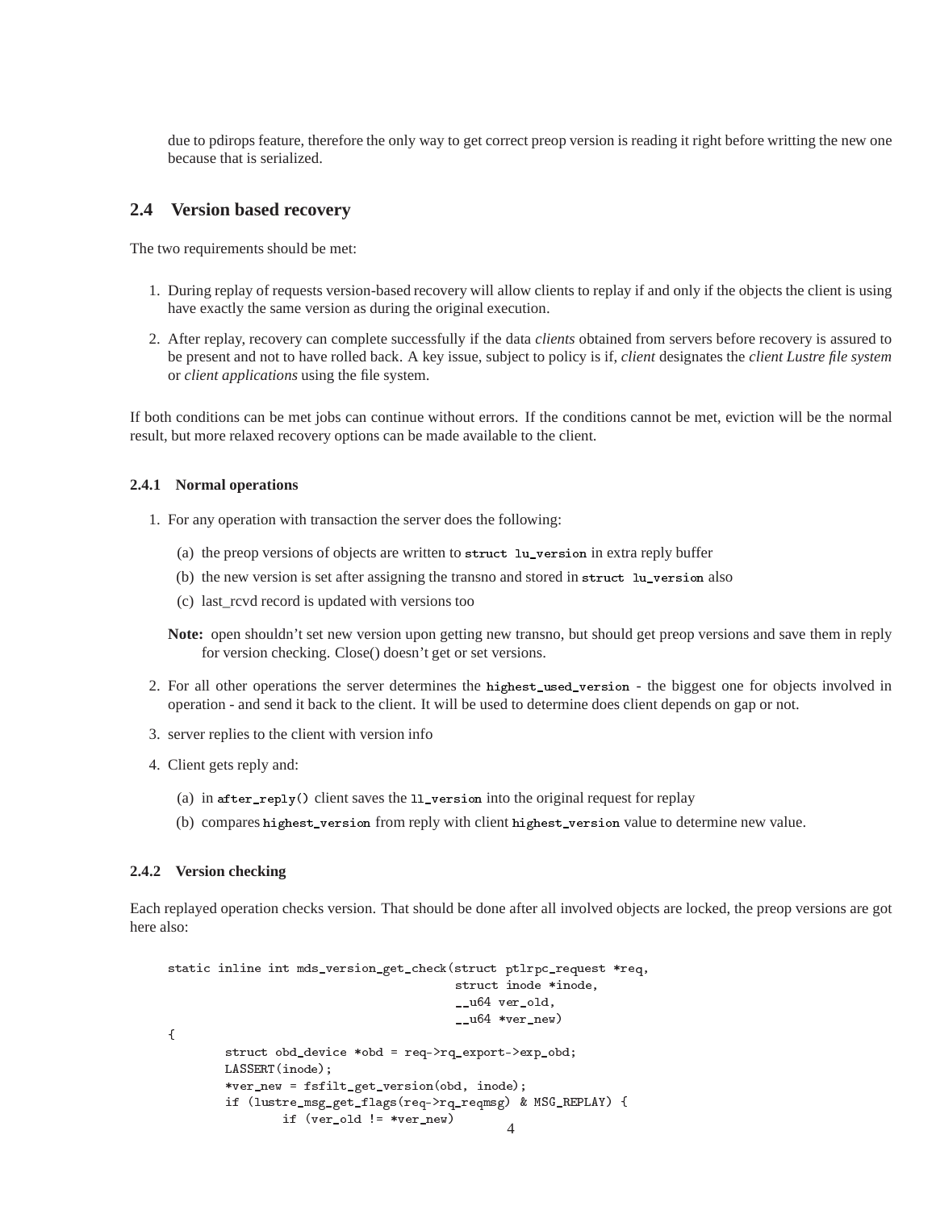due to pdirops feature, therefore the only way to get correct preop version is reading it right before writting the new one because that is serialized.

## 2.4 Version based recovery

The two requirements should be met:

1. During replay of requests version-based recovery will allow clients to replay if and only if the objects the client is using have exactly the same version as during the original execution.
2. After replay, recovery can complete successfully if the data *clients* obtained from servers before recovery is assured to be present and not to have rolled back. A key issue, subject to policy is if, *client* designates the *client Lustre file system* or *client applications* using the file system.

If both conditions can be met jobs can continue without errors. If the conditions cannot be met, eviction will be the normal result, but more relaxed recovery options can be made available to the client.

### 2.4.1 Normal operations

1. For any operation with transaction the server does the following:
   (a) the preop versions of objects are written to `struct lu_version` in extra reply buffer
   (b) the new version is set after assigning the transno and stored in `struct lu_version` also
   (c) last_rcvd record is updated with versions too

   **Note:** open shouldn't set new version upon getting new transno, but should get preop versions and save them in reply for version checking. Close() doesn't get or set versions.

2. For all other operations the server determines the `highest_used_version` - the biggest one for objects involved in operation - and send it back to the client. It will be used to determine does client depends on gap or not.
3. server replies to the client with version info
4. Client gets reply and:
   (a) in `after_reply()` client saves the `ll_version` into the original request for replay
   (b) compares `highest_version` from reply with client `highest_version` value to determine new value.

### 2.4.2 Version checking

Each replayed operation checks version. That should be done after all involved objects are locked, the preop versions are got here also:

```
static inline int mds_version_get_check(struct ptlrpc_request *req,
                                        struct inode *inode,
                                        __u64 ver_old,
                                        __u64 *ver_new)
{
        struct obd_device *obd = req->rq_export->exp_obd;
        LASSERT(inode);
        *ver_new = fsfilt_get_version(obd, inode);
        if (lustre_msg_get_flags(req->rq_reqmsg) & MSG_REPLAY) {
                if (ver_old != *ver_new)
```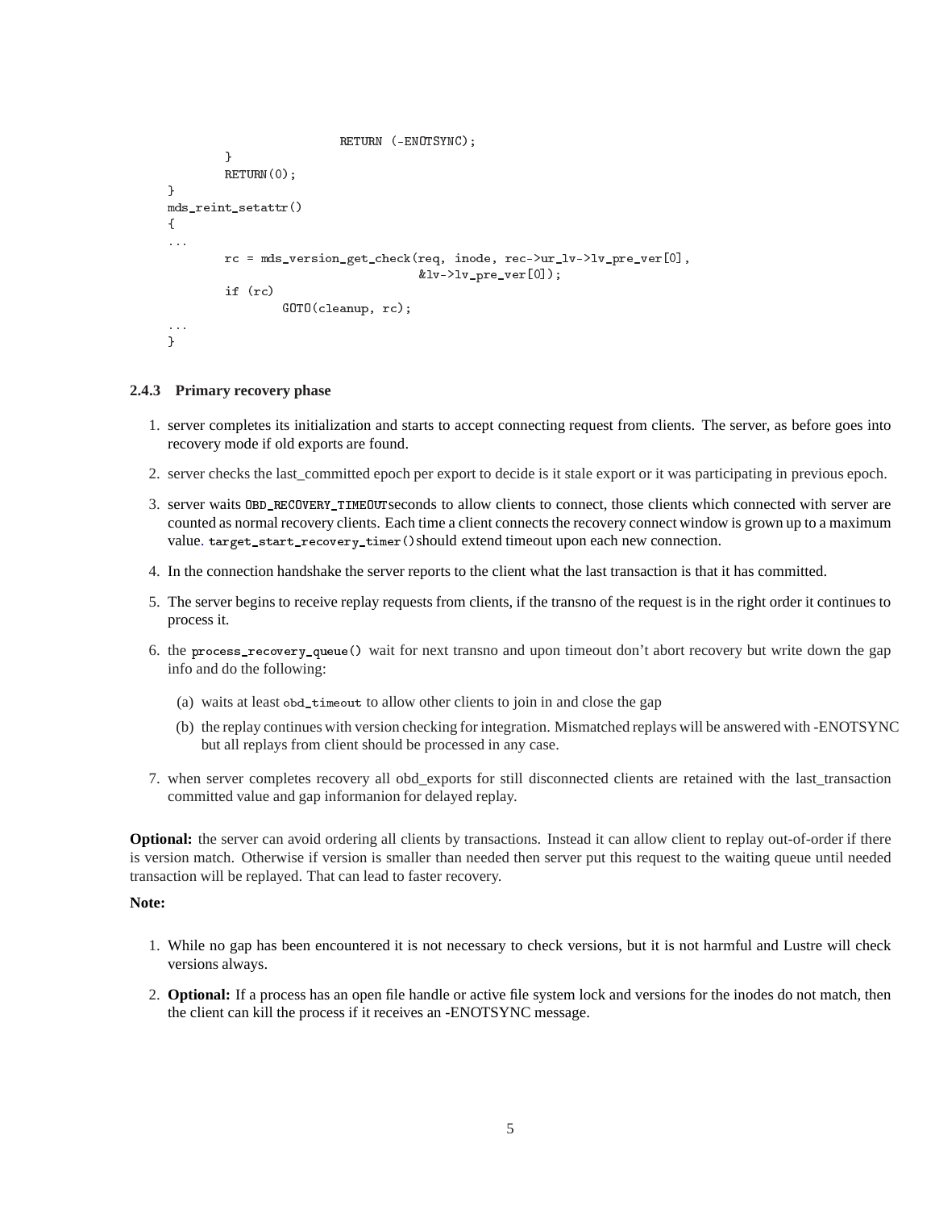```
                    RETURN (-ENOTSYNC);
        }
        RETURN(0);
}
mds_reint_setattr()
{
...
        rc = mds_version_get_check(req, inode, rec->ur_lv->lv_pre_ver[0],
                                   &lv->lv_pre_ver[0]);
        if (rc)
                GOTO(cleanup, rc);
...
}
```

### 2.4.3 Primary recovery phase

1. server completes its initialization and starts to accept connecting request from clients. The server, as before goes into recovery mode if old exports are found.
2. server checks the last_committed epoch per export to decide is it stale export or it was participating in previous epoch.
3. server waits `OBD_RECOVERY_TIMEOUT`seconds to allow clients to connect, those clients which connected with server are counted as normal recovery clients. Each time a client connects the recovery connect window is grown up to a maximum value. `target_start_recovery_timer()`should extend timeout upon each new connection.
4. In the connection handshake the server reports to the client what the last transaction is that it has committed.
5. The server begins to receive replay requests from clients, if the transno of the request is in the right order it continues to process it.
6. the `process_recovery_queue()` wait for next transno and upon timeout don't abort recovery but write down the gap info and do the following:
   (a) waits at least `obd_timeout` to allow other clients to join in and close the gap
   (b) the replay continues with version checking for integration. Mismatched replays will be answered with -ENOTSYNC but all replays from client should be processed in any case.
7. when server completes recovery all obd_exports for still disconnected clients are retained with the last_transaction committed value and gap informanion for delayed replay.

**Optional:** the server can avoid ordering all clients by transactions. Instead it can allow client to replay out-of-order if there is version match. Otherwise if version is smaller than needed then server put this request to the waiting queue until needed transaction will be replayed. That can lead to faster recovery.

**Note:**

1. While no gap has been encountered it is not necessary to check versions, but it is not harmful and Lustre will check versions always.
2. **Optional:** If a process has an open file handle or active file system lock and versions for the inodes do not match, then the client can kill the process if it receives an -ENOTSYNC message.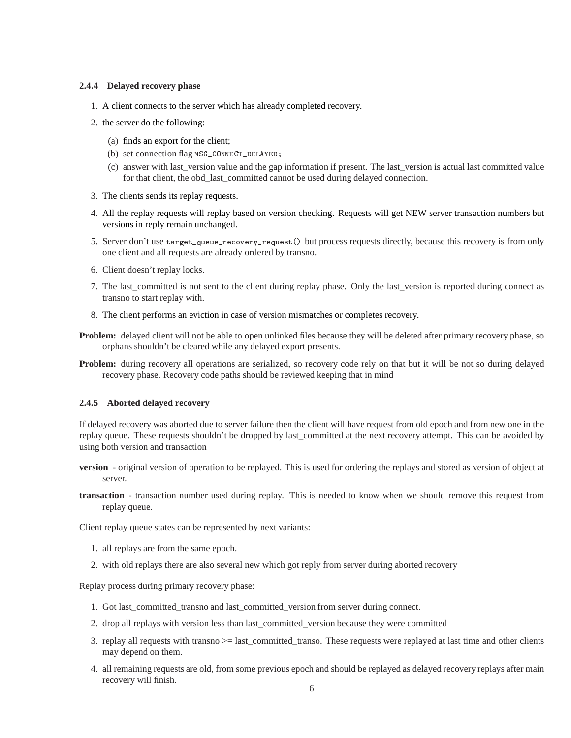### 2.4.4 Delayed recovery phase

1. A client connects to the server which has already completed recovery.
2. the server do the following:
   (a) finds an export for the client;
   (b) set connection flag `MSG_CONNECT_DELAYED`;
   (c) answer with last_version value and the gap information if present. The last_version is actual last committed value for that client, the obd_last_committed cannot be used during delayed connection.
3. The clients sends its replay requests.
4. All the replay requests will replay based on version checking. Requests will get NEW server transaction numbers but versions in reply remain unchanged.
5. Server don't use `target_queue_recovery_request()` but process requests directly, because this recovery is from only one client and all requests are already ordered by transno.
6. Client doesn't replay locks.
7. The last_committed is not sent to the client during replay phase. Only the last_version is reported during connect as transno to start replay with.
8. The client performs an eviction in case of version mismatches or completes recovery.

**Problem:** delayed client will not be able to open unlinked files because they will be deleted after primary recovery phase, so orphans shouldn't be cleared while any delayed export presents.

**Problem:** during recovery all operations are serialized, so recovery code rely on that but it will be not so during delayed recovery phase. Recovery code paths should be reviewed keeping that in mind

### 2.4.5 Aborted delayed recovery

If delayed recovery was aborted due to server failure then the client will have request from old epoch and from new one in the replay queue. These requests shouldn't be dropped by last_committed at the next recovery attempt. This can be avoided by using both version and transaction

**version** - original version of operation to be replayed. This is used for ordering the replays and stored as version of object at server.

**transaction** - transaction number used during replay. This is needed to know when we should remove this request from replay queue.

Client replay queue states can be represented by next variants:

1. all replays are from the same epoch.
2. with old replays there are also several new which got reply from server during aborted recovery

Replay process during primary recovery phase:

1. Got last_committed_transno and last_committed_version from server during connect.
2. drop all replays with version less than last_committed_version because they were committed
3. replay all requests with transno >= last_committed_transo. These requests were replayed at last time and other clients may depend on them.
4. all remaining requests are old, from some previous epoch and should be replayed as delayed recovery replays after main recovery will finish.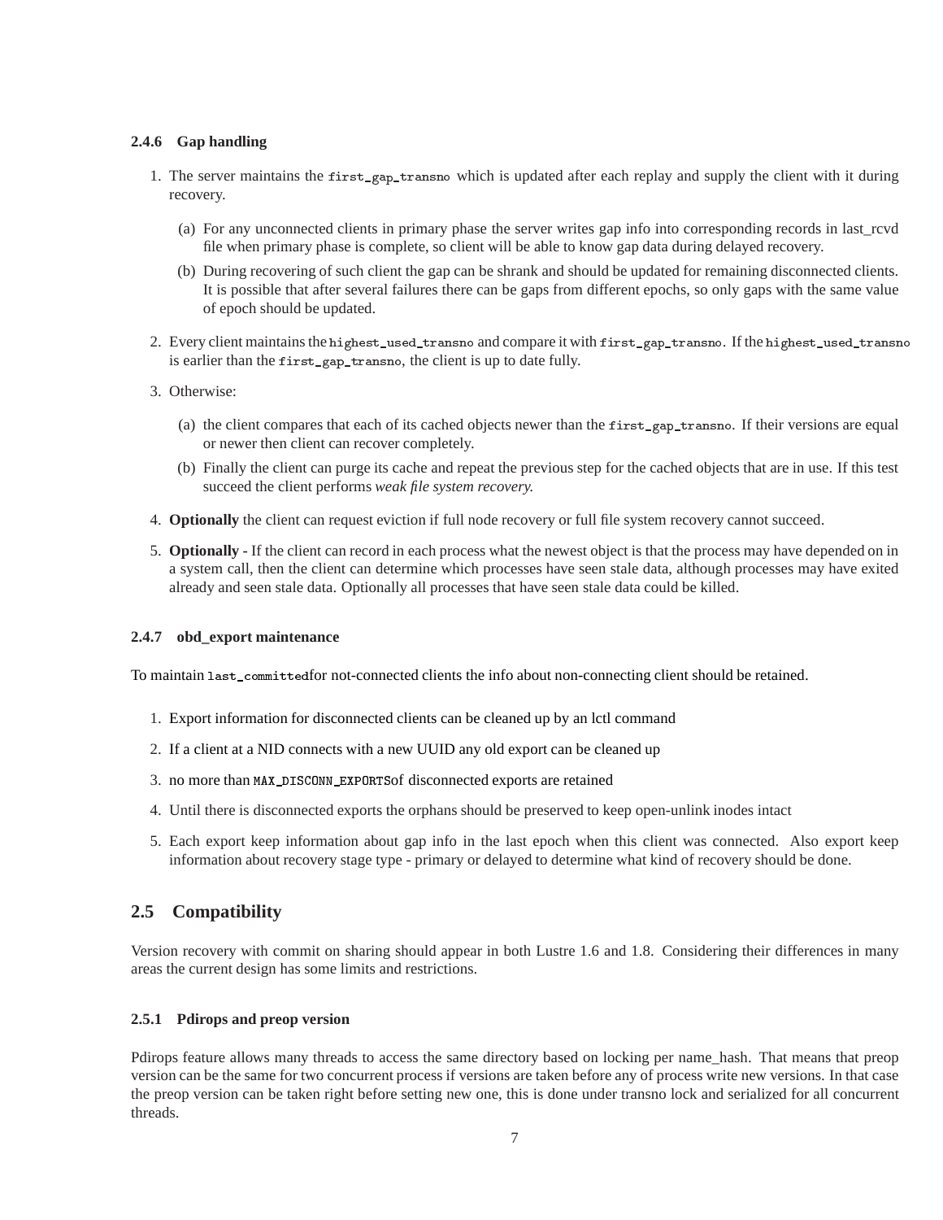### 2.4.6 Gap handling

1. The server maintains the `first_gap_transno` which is updated after each replay and supply the client with it during recovery.

   (a) For any unconnected clients in primary phase the server writes gap info into corresponding records in last_rcvd file when primary phase is complete, so client will be able to know gap data during delayed recovery.

   (b) During recovering of such client the gap can be shrank and should be updated for remaining disconnected clients. It is possible that after several failures there can be gaps from different epochs, so only gaps with the same value of epoch should be updated.

2. Every client maintains the `highest_used_transno` and compare it with `first_gap_transno`. If the `highest_used_transno` is earlier than the `first_gap_transno`, the client is up to date fully.

3. Otherwise:

   (a) the client compares that each of its cached objects newer than the `first_gap_transno`. If their versions are equal or newer then client can recover completely.

   (b) Finally the client can purge its cache and repeat the previous step for the cached objects that are in use. If this test succeed the client performs *weak file system recovery.*

4. **Optionally** the client can request eviction if full node recovery or full file system recovery cannot succeed.

5. **Optionally -** If the client can record in each process what the newest object is that the process may have depended on in a system call, then the client can determine which processes have seen stale data, although processes may have exited already and seen stale data. Optionally all processes that have seen stale data could be killed.

### 2.4.7 obd_export maintenance

To maintain `last_committed`for not-connected clients the info about non-connecting client should be retained.

1. Export information for disconnected clients can be cleaned up by an lctl command
2. If a client at a NID connects with a new UUID any old export can be cleaned up
3. no more than `MAX_DISCONN_EXPORTS`of disconnected exports are retained
4. Until there is disconnected exports the orphans should be preserved to keep open-unlink inodes intact
5. Each export keep information about gap info in the last epoch when this client was connected. Also export keep information about recovery stage type - primary or delayed to determine what kind of recovery should be done.

## 2.5 Compatibility

Version recovery with commit on sharing should appear in both Lustre 1.6 and 1.8. Considering their differences in many areas the current design has some limits and restrictions.

### 2.5.1 Pdirops and preop version

Pdirops feature allows many threads to access the same directory based on locking per name_hash. That means that preop version can be the same for two concurrent process if versions are taken before any of process write new versions. In that case the preop version can be taken right before setting new one, this is done under transno lock and serialized for all concurrent threads.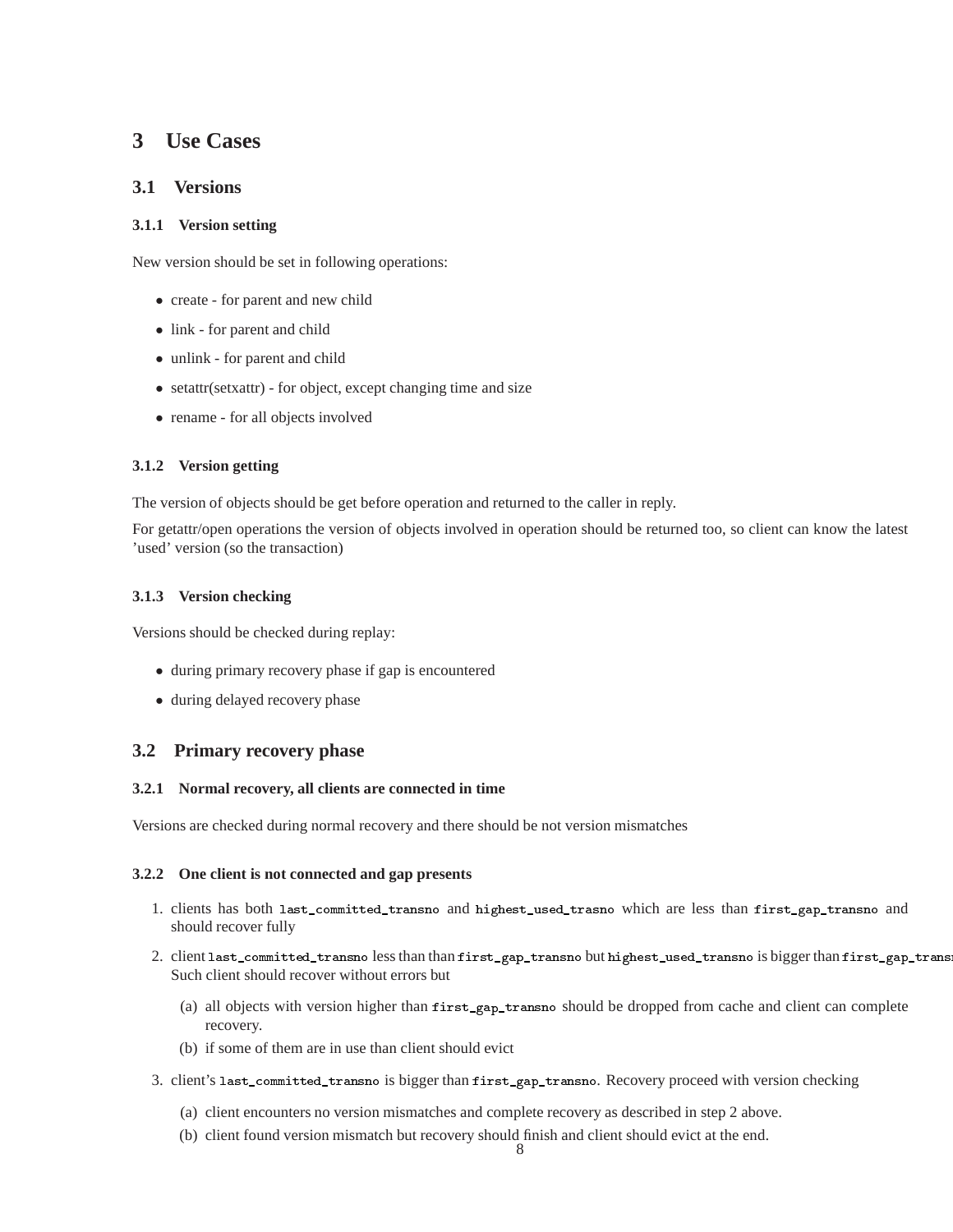# 3 Use Cases

## 3.1 Versions

### 3.1.1 Version setting

New version should be set in following operations:

- create - for parent and new child
- link - for parent and child
- unlink - for parent and child
- setattr(setxattr) - for object, except changing time and size
- rename - for all objects involved

### 3.1.2 Version getting

The version of objects should be get before operation and returned to the caller in reply.

For getattr/open operations the version of objects involved in operation should be returned too, so client can know the latest 'used' version (so the transaction)

### 3.1.3 Version checking

Versions should be checked during replay:

- during primary recovery phase if gap is encountered
- during delayed recovery phase

## 3.2 Primary recovery phase

### 3.2.1 Normal recovery, all clients are connected in time

Versions are checked during normal recovery and there should be not version mismatches

### 3.2.2 One client is not connected and gap presents

1. clients has both `last_committed_transno` and `highest_used_trasno` which are less than `first_gap_transno` and should recover fully
2. client `last_committed_transno` less than than `first_gap_transno` but `highest_used_transno` is bigger than `first_gap_transno`. Such client should recover without errors but
   (a) all objects with version higher than `first_gap_transno` should be dropped from cache and client can complete recovery.
   (b) if some of them are in use than client should evict
3. client's `last_committed_transno` is bigger than `first_gap_transno`. Recovery proceed with version checking
   (a) client encounters no version mismatches and complete recovery as described in step 2 above.
   (b) client found version mismatch but recovery should finish and client should evict at the end.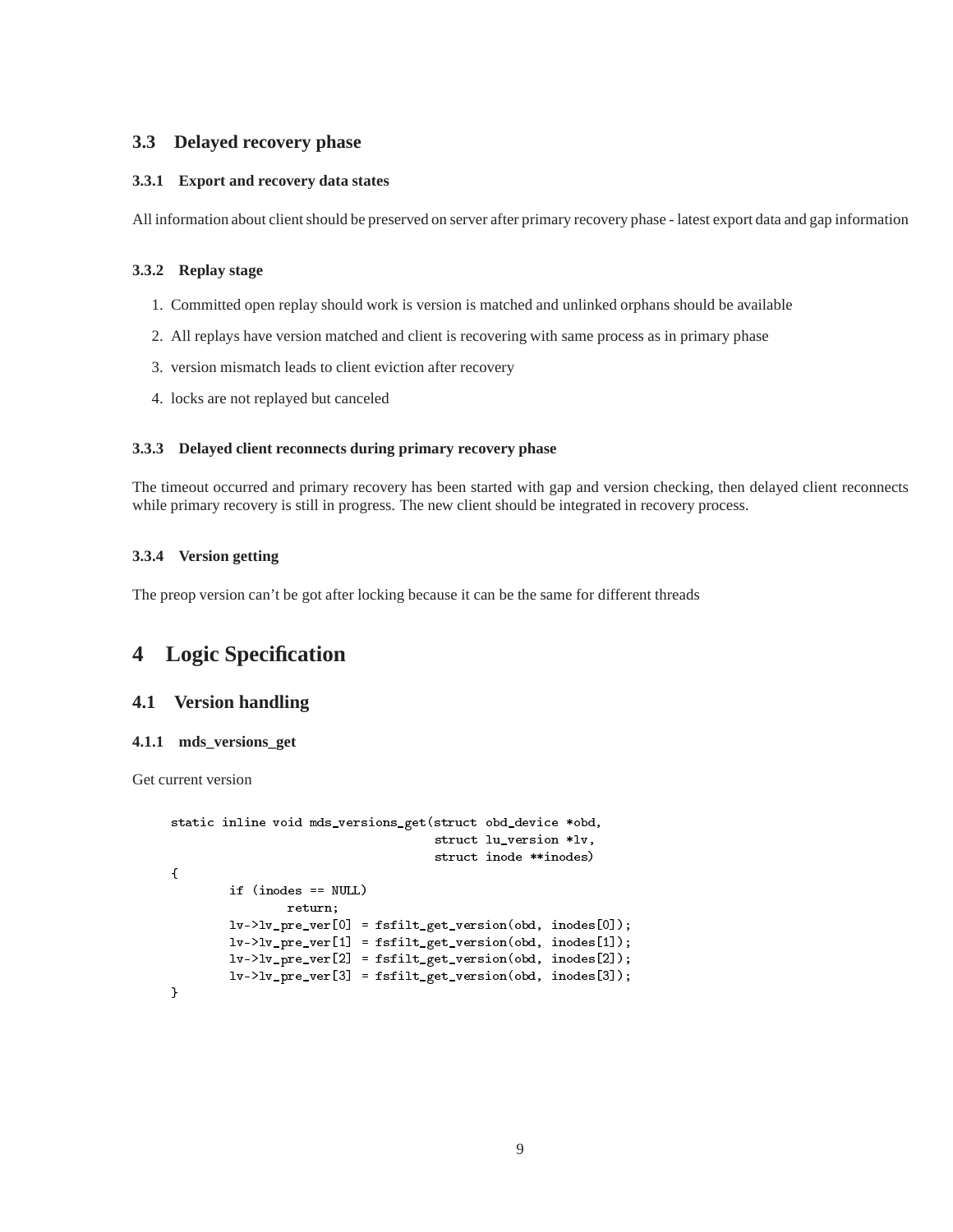### 3.3 Delayed recovery phase

#### 3.3.1 Export and recovery data states

All information about client should be preserved on server after primary recovery phase - latest export data and gap information

#### 3.3.2 Replay stage

1. Committed open replay should work is version is matched and unlinked orphans should be available
2. All replays have version matched and client is recovering with same process as in primary phase
3. version mismatch leads to client eviction after recovery
4. locks are not replayed but canceled

#### 3.3.3 Delayed client reconnects during primary recovery phase

The timeout occurred and primary recovery has been started with gap and version checking, then delayed client reconnects while primary recovery is still in progress. The new client should be integrated in recovery process.

#### 3.3.4 Version getting

The preop version can't be got after locking because it can be the same for different threads

# 4 Logic Specification

## 4.1 Version handling

#### 4.1.1 mds_versions_get

Get current version

```
static inline void mds_versions_get(struct obd_device *obd,
                                    struct lu_version *lv,
                                    struct inode **inodes)
{
        if (inodes == NULL)
                return;
        lv->lv_pre_ver[0] = fsfilt_get_version(obd, inodes[0]);
        lv->lv_pre_ver[1] = fsfilt_get_version(obd, inodes[1]);
        lv->lv_pre_ver[2] = fsfilt_get_version(obd, inodes[2]);
        lv->lv_pre_ver[3] = fsfilt_get_version(obd, inodes[3]);
}
```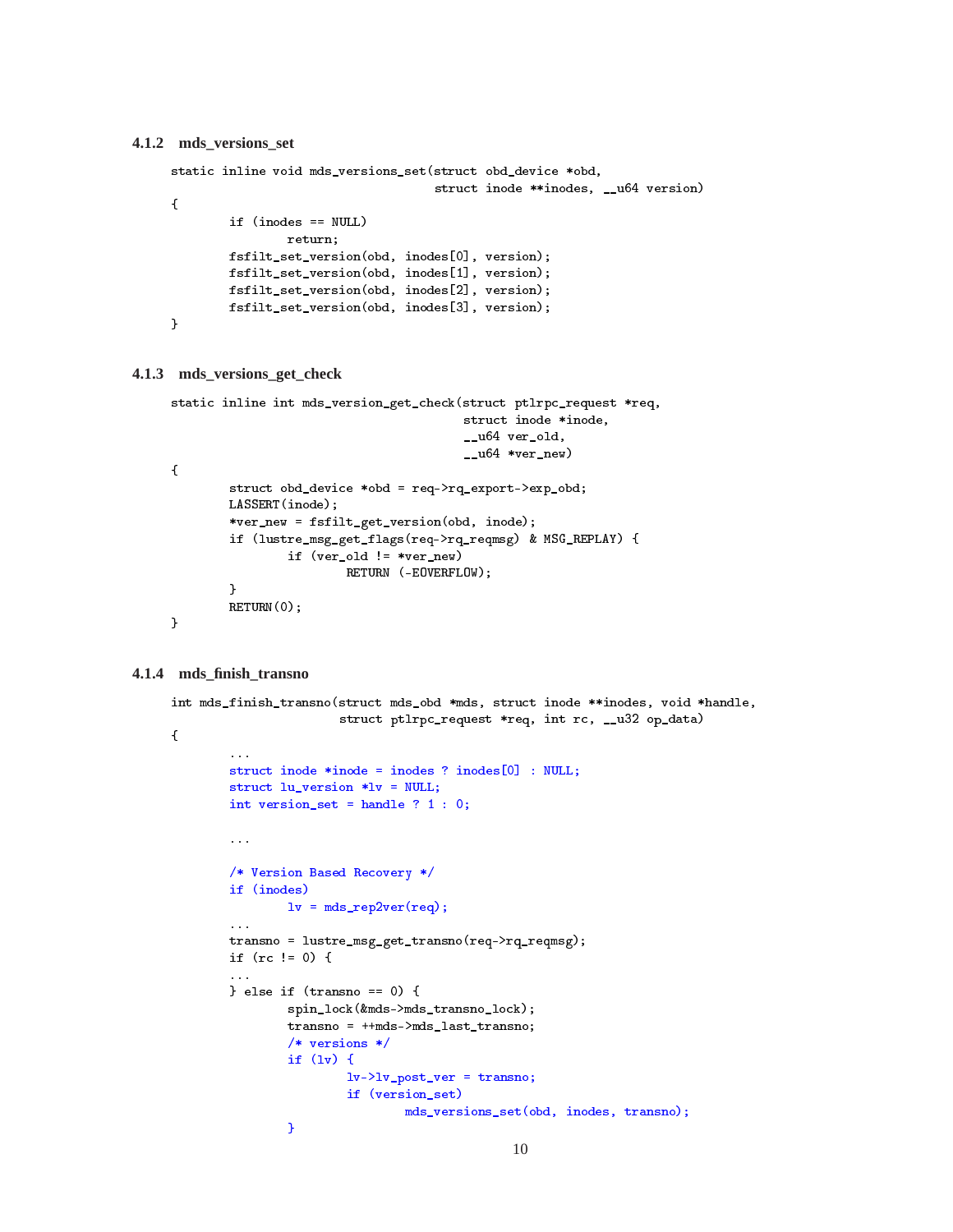### 4.1.2 mds_versions_set

```
static inline void mds_versions_set(struct obd_device *obd,
                                    struct inode **inodes, __u64 version)
{
        if (inodes == NULL)
                return;
        fsfilt_set_version(obd, inodes[0], version);
        fsfilt_set_version(obd, inodes[1], version);
        fsfilt_set_version(obd, inodes[2], version);
        fsfilt_set_version(obd, inodes[3], version);
}
```

### 4.1.3 mds_versions_get_check

```
static inline int mds_version_get_check(struct ptlrpc_request *req,
                                        struct inode *inode,
                                        __u64 ver_old,
                                        __u64 *ver_new)
{
        struct obd_device *obd = req->rq_export->exp_obd;
        LASSERT(inode);
        *ver_new = fsfilt_get_version(obd, inode);
        if (lustre_msg_get_flags(req->rq_reqmsg) & MSG_REPLAY) {
                if (ver_old != *ver_new)
                        RETURN (-EOVERFLOW);
        }
        RETURN(0);
}
```

### 4.1.4 mds_finish_transno

```
int mds_finish_transno(struct mds_obd *mds, struct inode **inodes, void *handle,
                       struct ptlrpc_request *req, int rc, __u32 op_data)
{
        ...
        struct inode *inode = inodes ? inodes[0] : NULL;
        struct lu_version *lv = NULL;
        int version_set = handle ? 1 : 0;

        ...

        /* Version Based Recovery */
        if (inodes)
                lv = mds_rep2ver(req);
        ...
        transno = lustre_msg_get_transno(req->rq_reqmsg);
        if (rc != 0) {
        ...
        } else if (transno == 0) {
                spin_lock(&mds->mds_transno_lock);
                transno = ++mds->mds_last_transno;
                /* versions */
                if (lv) {
                        lv->lv_post_ver = transno;
                        if (version_set)
                                mds_versions_set(obd, inodes, transno);
                }
```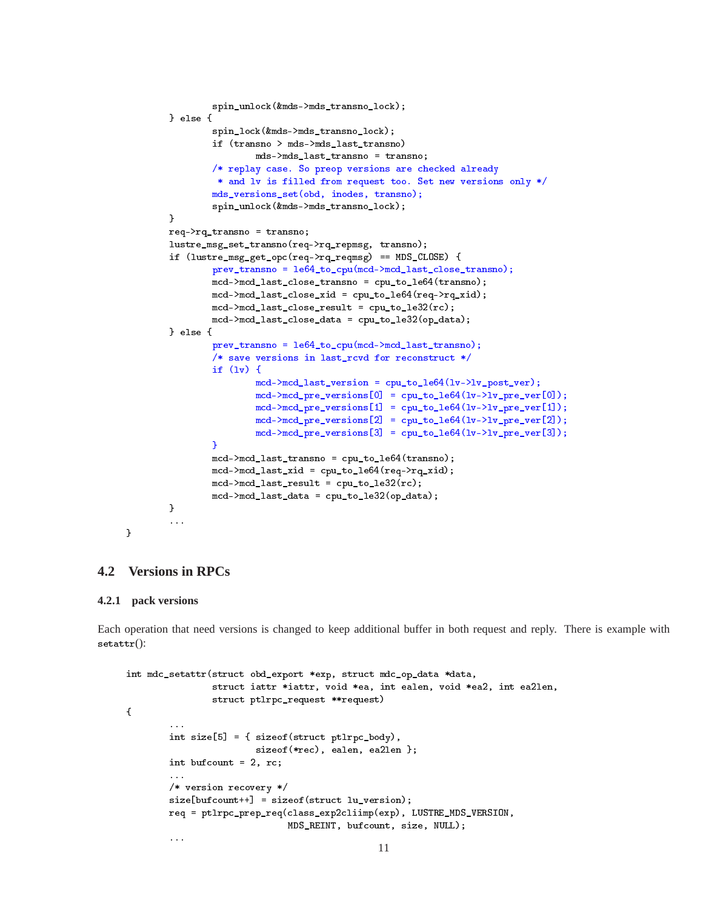```
                spin_unlock(&mds->mds_transno_lock);
        } else {
                spin_lock(&mds->mds_transno_lock);
                if (transno > mds->mds_last_transno)
                        mds->mds_last_transno = transno;
                /* replay case. So preop versions are checked already
                 * and lv is filled from request too. Set new versions only */
                mds_versions_set(obd, inodes, transno);
                spin_unlock(&mds->mds_transno_lock);
        }
        req->rq_transno = transno;
        lustre_msg_set_transno(req->rq_repmsg, transno);
        if (lustre_msg_get_opc(req->rq_reqmsg) == MDS_CLOSE) {
                prev_transno = le64_to_cpu(mcd->mcd_last_close_transno);
                mcd->mcd_last_close_transno = cpu_to_le64(transno);
                mcd->mcd_last_close_xid = cpu_to_le64(req->rq_xid);
                mcd->mcd_last_close_result = cpu_to_le32(rc);
                mcd->mcd_last_close_data = cpu_to_le32(op_data);
        } else {
                prev_transno = le64_to_cpu(mcd->mcd_last_transno);
                /* save versions in last_rcvd for reconstruct */
                if (lv) {
                        mcd->mcd_last_version = cpu_to_le64(lv->lv_post_ver);
                        mcd->mcd_pre_versions[0] = cpu_to_le64(lv->lv_pre_ver[0]);
                        mcd->mcd_pre_versions[1] = cpu_to_le64(lv->lv_pre_ver[1]);
                        mcd->mcd_pre_versions[2] = cpu_to_le64(lv->lv_pre_ver[2]);
                        mcd->mcd_pre_versions[3] = cpu_to_le64(lv->lv_pre_ver[3]);
                }
                mcd->mcd_last_transno = cpu_to_le64(transno);
                mcd->mcd_last_xid = cpu_to_le64(req->rq_xid);
                mcd->mcd_last_result = cpu_to_le32(rc);
                mcd->mcd_last_data = cpu_to_le32(op_data);
        }
        ...
}
```

## 4.2 Versions in RPCs

### 4.2.1 pack versions

Each operation that need versions is changed to keep additional buffer in both request and reply. There is example with setattr():

```
int mdc_setattr(struct obd_export *exp, struct mdc_op_data *data,
                struct iattr *iattr, void *ea, int ealen, void *ea2, int ea2len,
                struct ptlrpc_request **request)
{
        ...
        int size[5] = { sizeof(struct ptlrpc_body),
                        sizeof(*rec), ealen, ea2len };
        int bufcount = 2, rc;
        ...
        /* version recovery */
        size[bufcount++] = sizeof(struct lu_version);
        req = ptlrpc_prep_req(class_exp2cliimp(exp), LUSTRE_MDS_VERSION,
                              MDS_REINT, bufcount, size, NULL);
        ...
```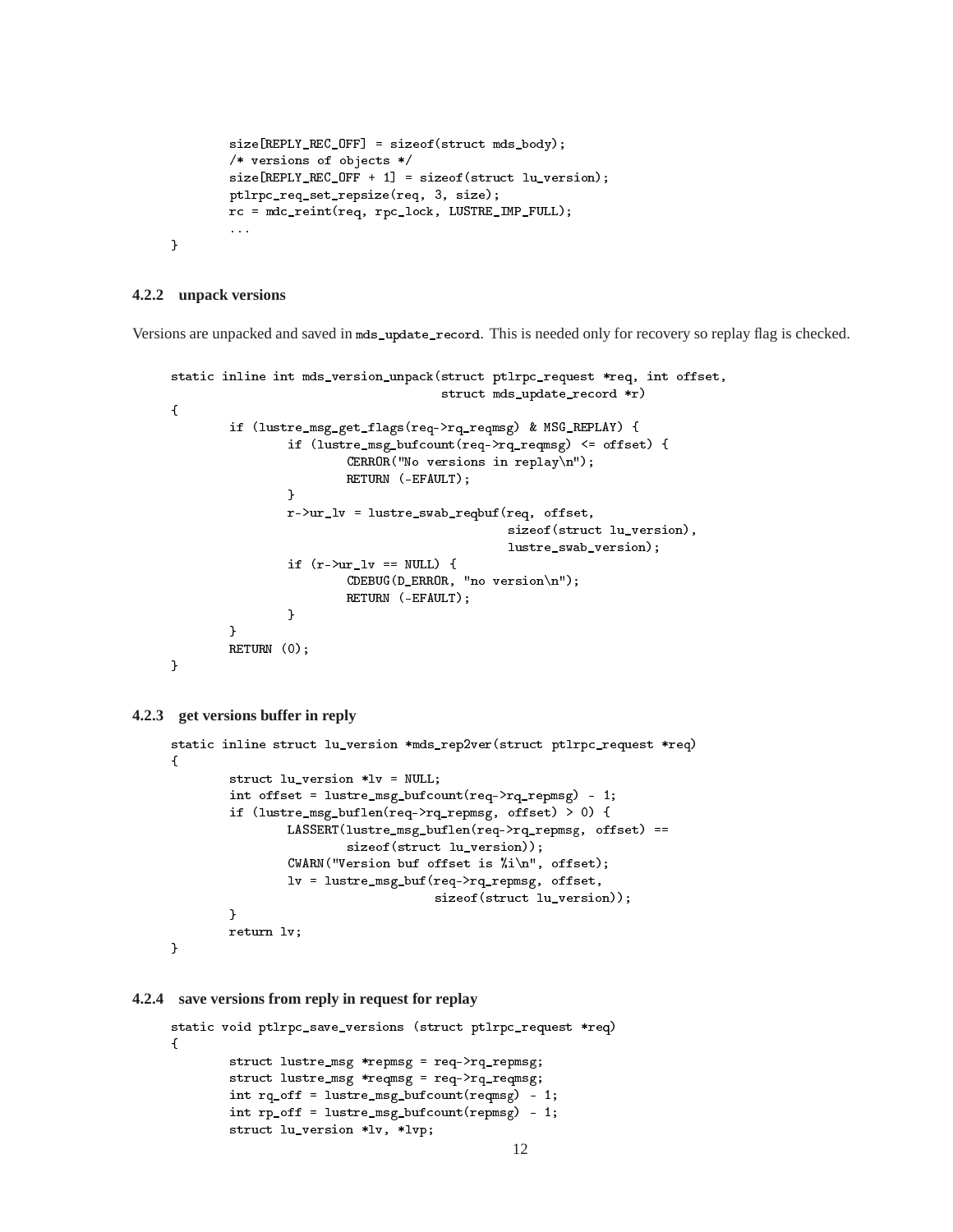```
        size[REPLY_REC_OFF] = sizeof(struct mds_body);
        /* versions of objects */
        size[REPLY_REC_OFF + 1] = sizeof(struct lu_version);
        ptlrpc_req_set_repsize(req, 3, size);
        rc = mdc_reint(req, rpc_lock, LUSTRE_IMP_FULL);
        ...
}
```

### 4.2.2 unpack versions

Versions are unpacked and saved in `mds_update_record`. This is needed only for recovery so replay flag is checked.

```
static inline int mds_version_unpack(struct ptlrpc_request *req, int offset,
                                     struct mds_update_record *r)
{
        if (lustre_msg_get_flags(req->rq_reqmsg) & MSG_REPLAY) {
                if (lustre_msg_bufcount(req->rq_reqmsg) <= offset) {
                        CERROR("No versions in replay\n");
                        RETURN (-EFAULT);
                }
                r->ur_lv = lustre_swab_reqbuf(req, offset,
                                              sizeof(struct lu_version),
                                              lustre_swab_version);
                if (r->ur_lv == NULL) {
                        CDEBUG(D_ERROR, "no version\n");
                        RETURN (-EFAULT);
                }
        }
        RETURN (0);
}
```

### 4.2.3 get versions buffer in reply

```
static inline struct lu_version *mds_rep2ver(struct ptlrpc_request *req)
{
        struct lu_version *lv = NULL;
        int offset = lustre_msg_bufcount(req->rq_repmsg) - 1;
        if (lustre_msg_buflen(req->rq_repmsg, offset) > 0) {
                LASSERT(lustre_msg_buflen(req->rq_repmsg, offset) ==
                        sizeof(struct lu_version));
                CWARN("Version buf offset is %i\n", offset);
                lv = lustre_msg_buf(req->rq_repmsg, offset,
                                    sizeof(struct lu_version));
        }
        return lv;
}
```

### 4.2.4 save versions from reply in request for replay

```
static void ptlrpc_save_versions (struct ptlrpc_request *req)
{
        struct lustre_msg *repmsg = req->rq_repmsg;
        struct lustre_msg *reqmsg = req->rq_reqmsg;
        int rq_off = lustre_msg_bufcount(reqmsg) - 1;
        int rp_off = lustre_msg_bufcount(repmsg) - 1;
        struct lu_version *lv, *lvp;
```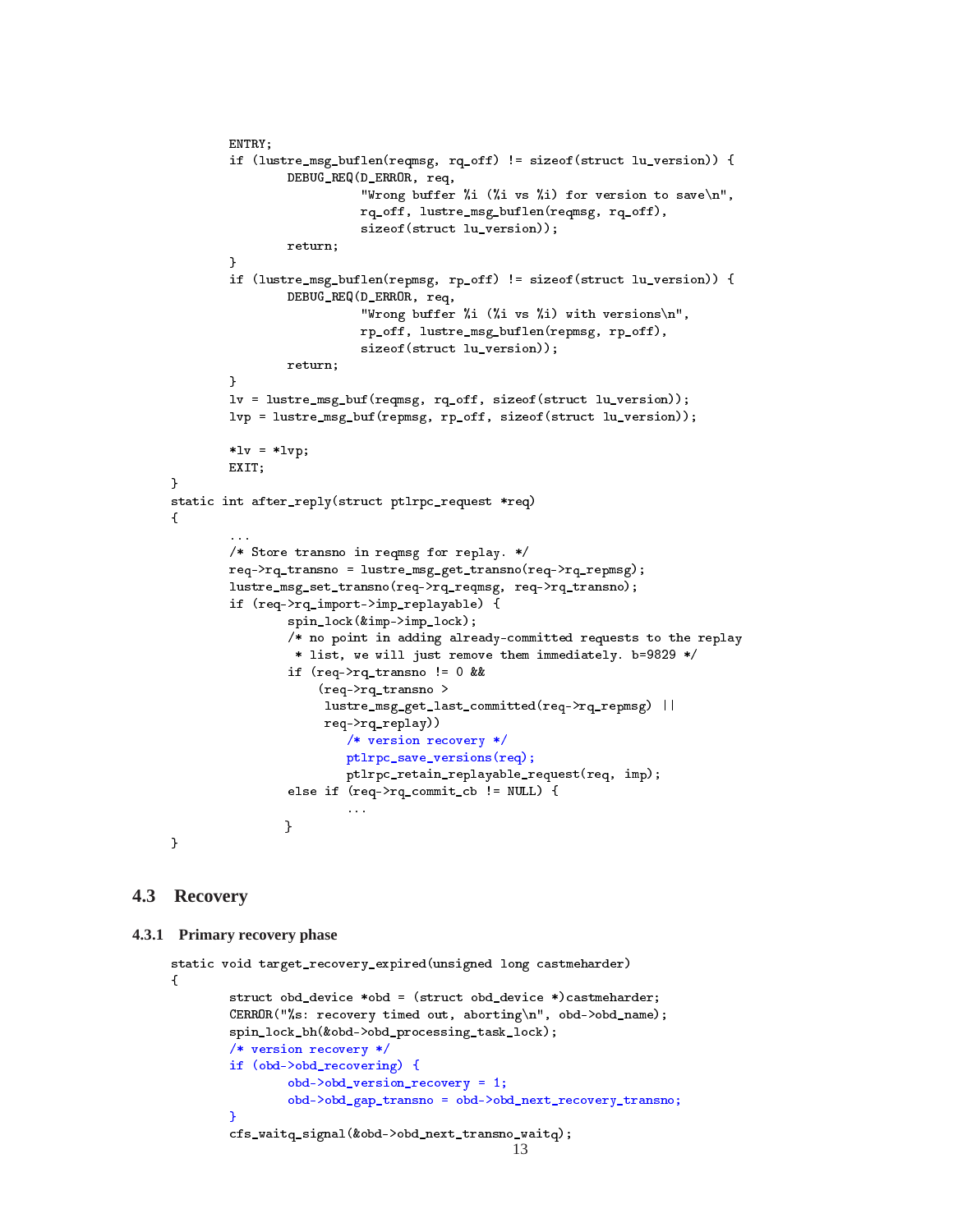```
        ENTRY;
        if (lustre_msg_buflen(reqmsg, rq_off) != sizeof(struct lu_version)) {
                DEBUG_REQ(D_ERROR, req,
                          "Wrong buffer %i (%i vs %i) for version to save\n",
                          rq_off, lustre_msg_buflen(reqmsg, rq_off),
                          sizeof(struct lu_version));
                return;
        }
        if (lustre_msg_buflen(repmsg, rp_off) != sizeof(struct lu_version)) {
                DEBUG_REQ(D_ERROR, req,
                          "Wrong buffer %i (%i vs %i) with versions\n",
                          rp_off, lustre_msg_buflen(repmsg, rp_off),
                          sizeof(struct lu_version));
                return;
        }
        lv = lustre_msg_buf(reqmsg, rq_off, sizeof(struct lu_version));
        lvp = lustre_msg_buf(repmsg, rp_off, sizeof(struct lu_version));

        *lv = *lvp;
        EXIT;
}
static int after_reply(struct ptlrpc_request *req)
{
        ...
        /* Store transno in reqmsg for replay. */
        req->rq_transno = lustre_msg_get_transno(req->rq_repmsg);
        lustre_msg_set_transno(req->rq_reqmsg, req->rq_transno);
        if (req->rq_import->imp_replayable) {
                spin_lock(&imp->imp_lock);
                /* no point in adding already-committed requests to the replay
                 * list, we will just remove them immediately. b=9829 */
                if (req->rq_transno != 0 &&
                    (req->rq_transno >
                     lustre_msg_get_last_committed(req->rq_repmsg) ||
                     req->rq_replay))
                        /* version recovery */
                        ptlrpc_save_versions(req);
                        ptlrpc_retain_replayable_request(req, imp);
                else if (req->rq_commit_cb != NULL) {
                        ...
               }
}
```

### 4.3 Recovery

#### 4.3.1 Primary recovery phase

```
static void target_recovery_expired(unsigned long castmeharder)
{
        struct obd_device *obd = (struct obd_device *)castmeharder;
        CERROR("%s: recovery timed out, aborting\n", obd->obd_name);
        spin_lock_bh(&obd->obd_processing_task_lock);
        /* version recovery */
        if (obd->obd_recovering) {
                obd->obd_version_recovery = 1;
                obd->obd_gap_transno = obd->obd_next_recovery_transno;
        }
        cfs_waitq_signal(&obd->obd_next_transno_waitq);
```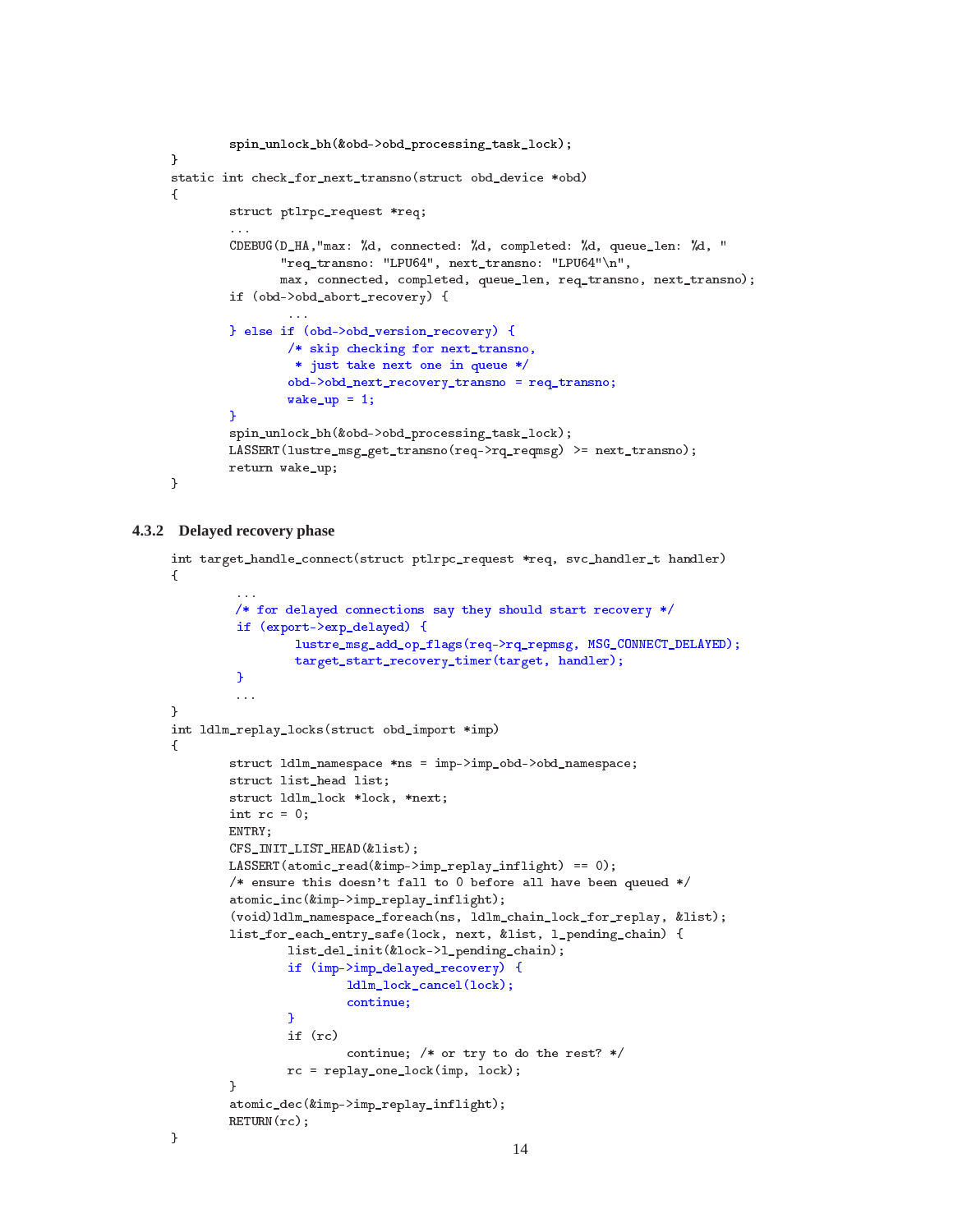```
        spin_unlock_bh(&obd->obd_processing_task_lock);
}
static int check_for_next_transno(struct obd_device *obd)
{
        struct ptlrpc_request *req;
        ...
        CDEBUG(D_HA,"max: %d, connected: %d, completed: %d, queue_len: %d, "
               "req_transno: "LPU64", next_transno: "LPU64"\n",
               max, connected, completed, queue_len, req_transno, next_transno);
        if (obd->obd_abort_recovery) {
                ...
        } else if (obd->obd_version_recovery) {
                /* skip checking for next_transno,
                 * just take next one in queue */
                obd->obd_next_recovery_transno = req_transno;
                wake_up = 1;
        }
        spin_unlock_bh(&obd->obd_processing_task_lock);
        LASSERT(lustre_msg_get_transno(req->rq_reqmsg) >= next_transno);
        return wake_up;
}
```

### 4.3.2 Delayed recovery phase

```
int target_handle_connect(struct ptlrpc_request *req, svc_handler_t handler)
{
         ...
         /* for delayed connections say they should start recovery */
         if (export->exp_delayed) {
                 lustre_msg_add_op_flags(req->rq_repmsg, MSG_CONNECT_DELAYED);
                 target_start_recovery_timer(target, handler);
         }
         ...
}
int ldlm_replay_locks(struct obd_import *imp)
{
        struct ldlm_namespace *ns = imp->imp_obd->obd_namespace;
        struct list_head list;
        struct ldlm_lock *lock, *next;
        int rc = 0;
        ENTRY;
        CFS_INIT_LIST_HEAD(&list);
        LASSERT(atomic_read(&imp->imp_replay_inflight) == 0);
        /* ensure this doesn't fall to 0 before all have been queued */
        atomic_inc(&imp->imp_replay_inflight);
        (void)ldlm_namespace_foreach(ns, ldlm_chain_lock_for_replay, &list);
        list_for_each_entry_safe(lock, next, &list, l_pending_chain) {
                list_del_init(&lock->l_pending_chain);
                if (imp->imp_delayed_recovery) {
                        ldlm_lock_cancel(lock);
                        continue;
                }
                if (rc)
                        continue; /* or try to do the rest? */
                rc = replay_one_lock(imp, lock);
        }
        atomic_dec(&imp->imp_replay_inflight);
        RETURN(rc);
}
```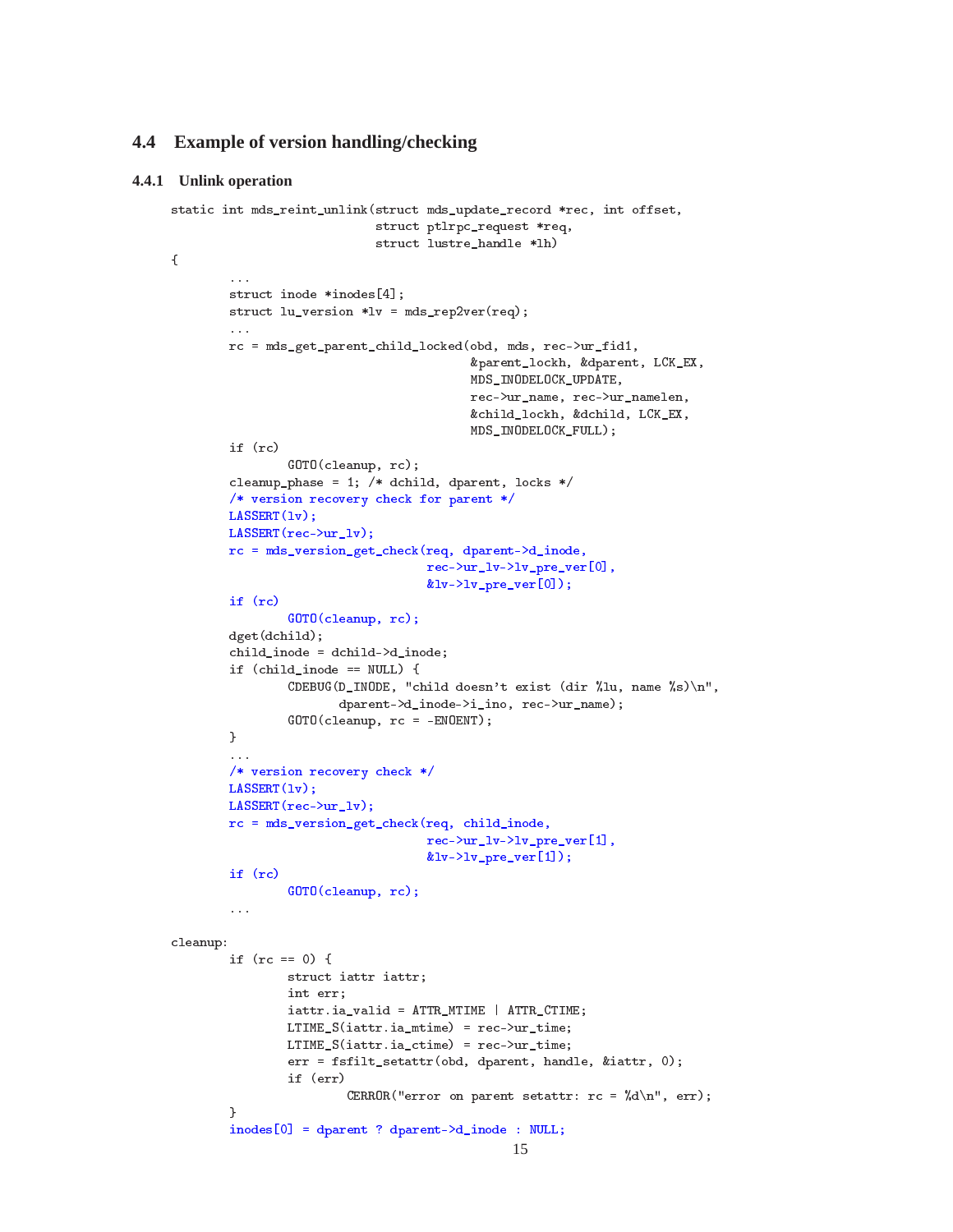### 4.4 Example of version handling/checking

#### 4.4.1 Unlink operation

```
static int mds_reint_unlink(struct mds_update_record *rec, int offset,
                            struct ptlrpc_request *req,
                            struct lustre_handle *lh)
{
        ...
        struct inode *inodes[4];
        struct lu_version *lv = mds_rep2ver(req);
        ...
        rc = mds_get_parent_child_locked(obd, mds, rec->ur_fid1,
                                         &parent_lockh, &dparent, LCK_EX,
                                         MDS_INODELOCK_UPDATE,
                                         rec->ur_name, rec->ur_namelen,
                                         &child_lockh, &dchild, LCK_EX,
                                         MDS_INODELOCK_FULL);
        if (rc)
                GOTO(cleanup, rc);
        cleanup_phase = 1; /* dchild, dparent, locks */
        /* version recovery check for parent */
        LASSERT(lv);
        LASSERT(rec->ur_lv);
        rc = mds_version_get_check(req, dparent->d_inode,
                                   rec->ur_lv->lv_pre_ver[0],
                                   &lv->lv_pre_ver[0]);
        if (rc)
                GOTO(cleanup, rc);
        dget(dchild);
        child_inode = dchild->d_inode;
        if (child_inode == NULL) {
                CDEBUG(D_INODE, "child doesn't exist (dir %lu, name %s)\n",
                       dparent->d_inode->i_ino, rec->ur_name);
                GOTO(cleanup, rc = -ENOENT);
        }
        ...
        /* version recovery check */
        LASSERT(lv);
        LASSERT(rec->ur_lv);
        rc = mds_version_get_check(req, child_inode,
                                   rec->ur_lv->lv_pre_ver[1],
                                   &lv->lv_pre_ver[1]);
        if (rc)
                GOTO(cleanup, rc);
        ...

cleanup:
        if (rc == 0) {
                struct iattr iattr;
                int err;
                iattr.ia_valid = ATTR_MTIME | ATTR_CTIME;
                LTIME_S(iattr.ia_mtime) = rec->ur_time;
                LTIME_S(iattr.ia_ctime) = rec->ur_time;
                err = fsfilt_setattr(obd, dparent, handle, &iattr, 0);
                if (err)
                         CERROR("error on parent setattr: rc = %d\n", err);
        }
        inodes[0] = dparent ? dparent->d_inode : NULL;
```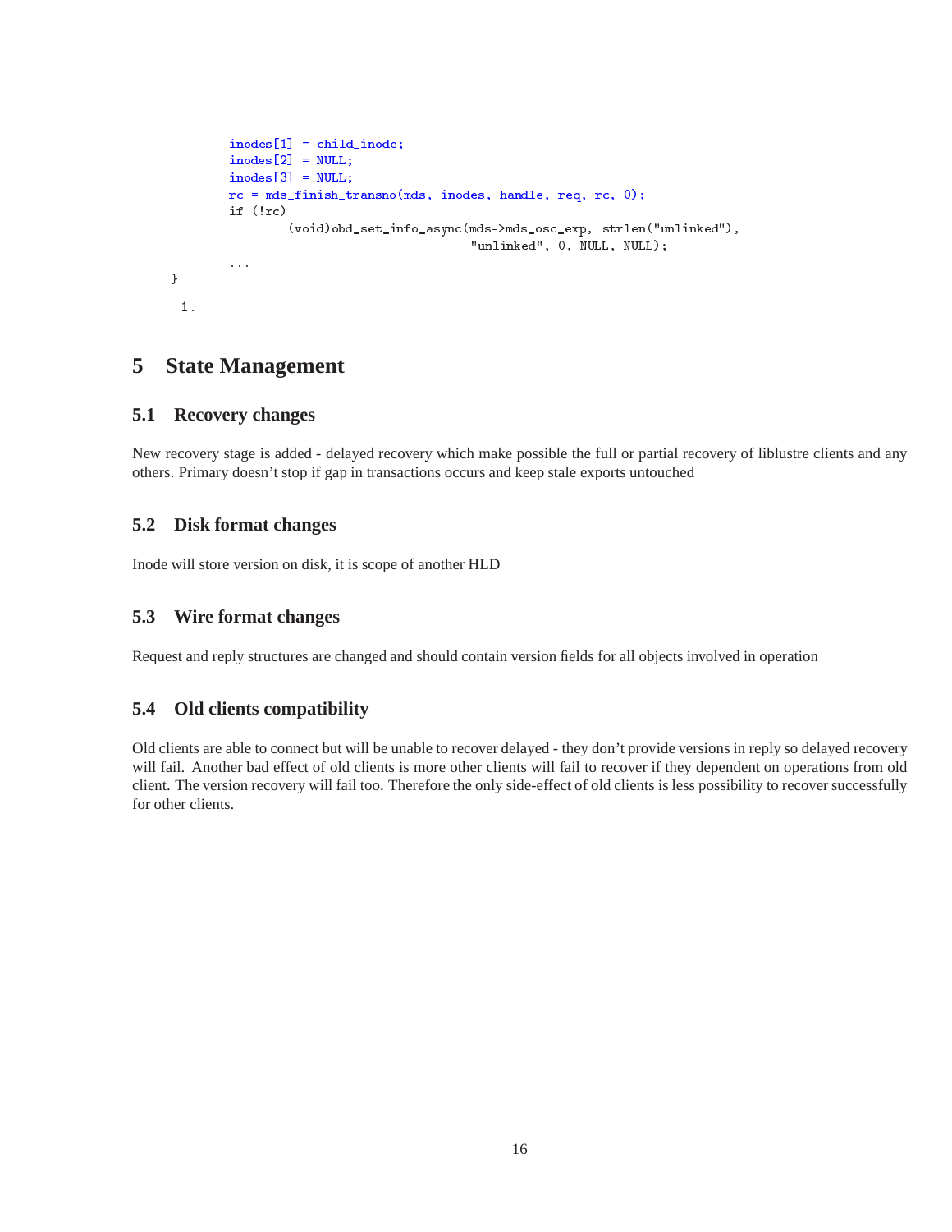```
        inodes[1] = child_inode;
        inodes[2] = NULL;
        inodes[3] = NULL;
        rc = mds_finish_transno(mds, inodes, handle, req, rc, 0);
        if (!rc)
                (void)obd_set_info_async(mds->mds_osc_exp, strlen("unlinked"),
                                         "unlinked", 0, NULL, NULL);
        ...
}
```

1.

# 5 State Management

## 5.1 Recovery changes

New recovery stage is added - delayed recovery which make possible the full or partial recovery of liblustre clients and any others. Primary doesn't stop if gap in transactions occurs and keep stale exports untouched

## 5.2 Disk format changes

Inode will store version on disk, it is scope of another HLD

## 5.3 Wire format changes

Request and reply structures are changed and should contain version fields for all objects involved in operation

## 5.4 Old clients compatibility

Old clients are able to connect but will be unable to recover delayed - they don't provide versions in reply so delayed recovery will fail. Another bad effect of old clients is more other clients will fail to recover if they dependent on operations from old client. The version recovery will fail too. Therefore the only side-effect of old clients is less possibility to recover successfully for other clients.